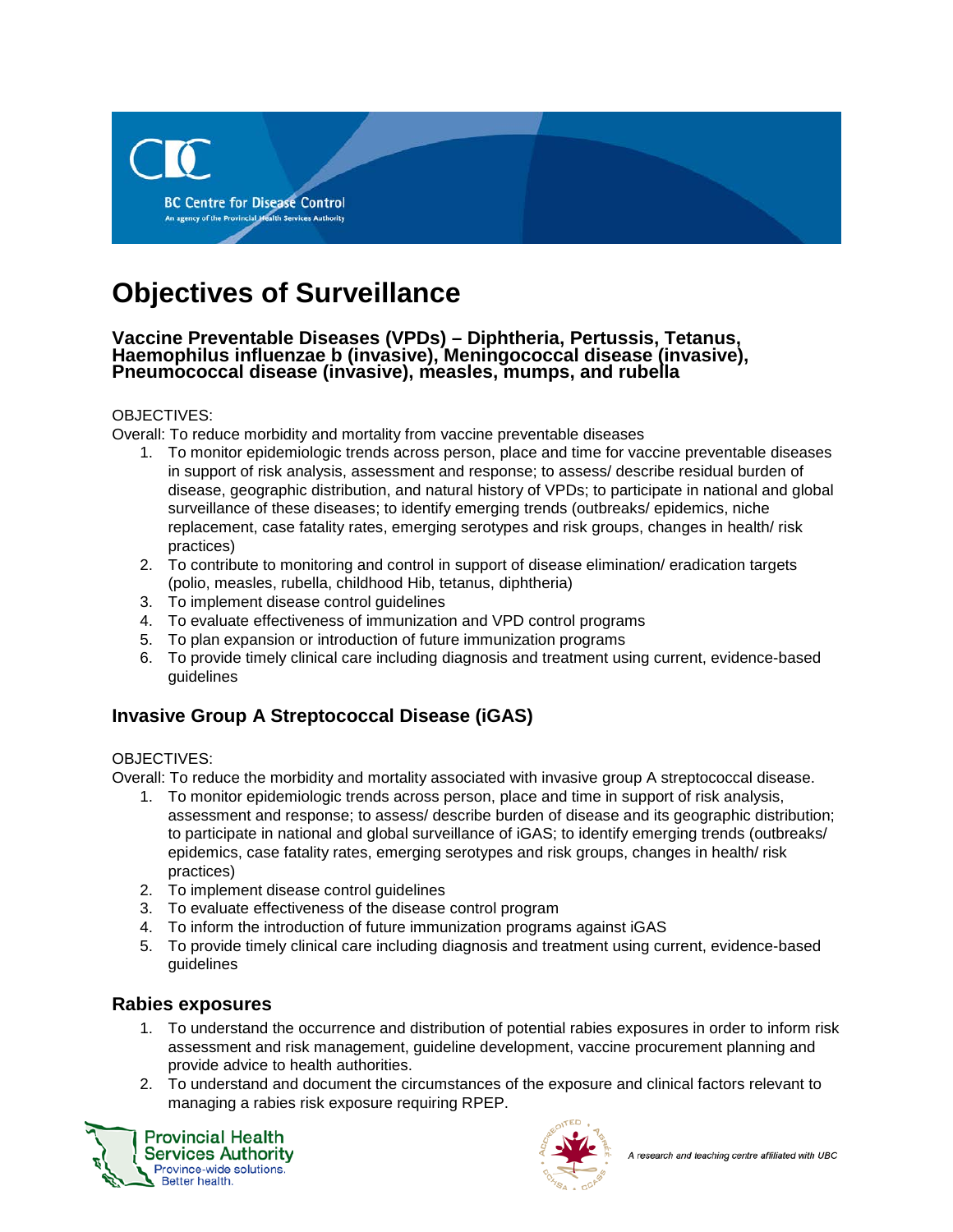# Objectives of Surveillance

### Vaccine Preventable Diseases (VPDs) – Diphtheria, Pertussis, Tetanus, Haemophilus influenzae b (invasive), Meningococcal disease (invasive), Pneumococcal disease (invasive), measles, mumps, and rubella

OBJECTIVES:

Overall: To reduce morbidity and mortality from vaccine preventable diseases

1. To monitor epidemiologic trends across person, place and time for vaccine preventable diseases in support of risk analysis, assessment and response; to assess/ describe residual burden of disease, geographic distribution, and natural history of VPDs; to participate in national and global surveillance of these diseases; to identify emerging trends (outbreaks/ epidemics, niche replacement, case fatality rates, emerging serotypes and risk groups, changes in health/ risk practices)
2. To contribute to monitoring and control in support of disease elimination/ eradication targets (polio, measles, rubella, childhood Hib, tetanus, diphtheria)
3. To implement disease control guidelines
4. To evaluate effectiveness of immunization and VPD control programs
5. To plan expansion or introduction of future immunization programs
6. To provide timely clinical care including diagnosis and treatment using current, evidence-based guidelines

## Invasive Group A Streptococcal Disease (iGAS)

OBJECTIVES:

Overall: To reduce the morbidity and mortality associated with invasive group A streptococcal disease.

1. To monitor epidemiologic trends across person, place and time in support of risk analysis, assessment and response; to assess/ describe burden of disease and its geographic distribution; to participate in national and global surveillance of iGAS; to identify emerging trends (outbreaks/ epidemics, case fatality rates, emerging serotypes and risk groups, changes in health/ risk practices)
2. To implement disease control guidelines
3. To evaluate effectiveness of the disease control program
4. To inform the introduction of future immunization programs against iGAS
5. To provide timely clinical care including diagnosis and treatment using current, evidence-based guidelines

## Rabies exposures

1. To understand the occurrence and distribution of potential rabies exposures in order to inform risk assessment and risk management, guideline development, vaccine procurement planning and provide advice to health authorities.
2. To understand and document the circumstances of the exposure and clinical factors relevant to managing a rabies risk exposure requiring RPEP.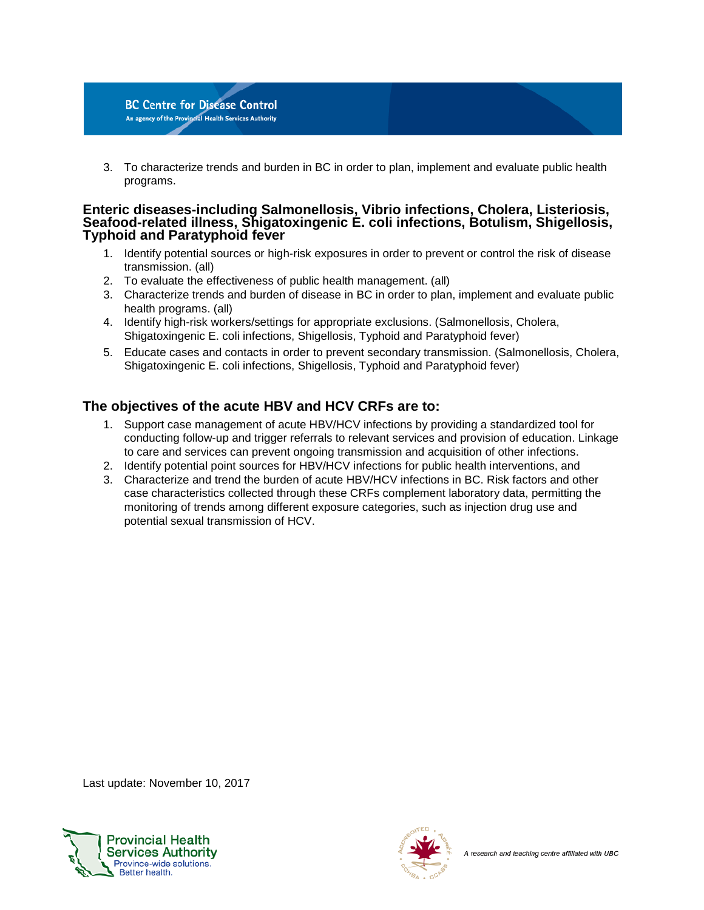3. To characterize trends and burden in BC in order to plan, implement and evaluate public health programs.

### Enteric diseases-including Salmonellosis, Vibrio infections, Cholera, Listeriosis, Seafood-related illness, Shigatoxingenic E. coli infections, Botulism, Shigellosis, Typhoid and Paratyphoid fever

1. Identify potential sources or high-risk exposures in order to prevent or control the risk of disease transmission. (all)
2. To evaluate the effectiveness of public health management. (all)
3. Characterize trends and burden of disease in BC in order to plan, implement and evaluate public health programs. (all)
4. Identify high-risk workers/settings for appropriate exclusions. (Salmonellosis, Cholera, Shigatoxingenic E. coli infections, Shigellosis, Typhoid and Paratyphoid fever)
5. Educate cases and contacts in order to prevent secondary transmission. (Salmonellosis, Cholera, Shigatoxingenic E. coli infections, Shigellosis, Typhoid and Paratyphoid fever)

## The objectives of the acute HBV and HCV CRFs are to:

1. Support case management of acute HBV/HCV infections by providing a standardized tool for conducting follow-up and trigger referrals to relevant services and provision of education. Linkage to care and services can prevent ongoing transmission and acquisition of other infections.
2. Identify potential point sources for HBV/HCV infections for public health interventions, and
3. Characterize and trend the burden of acute HBV/HCV infections in BC. Risk factors and other case characteristics collected through these CRFs complement laboratory data, permitting the monitoring of trends among different exposure categories, such as injection drug use and potential sexual transmission of HCV.

Last update: November 10, 2017